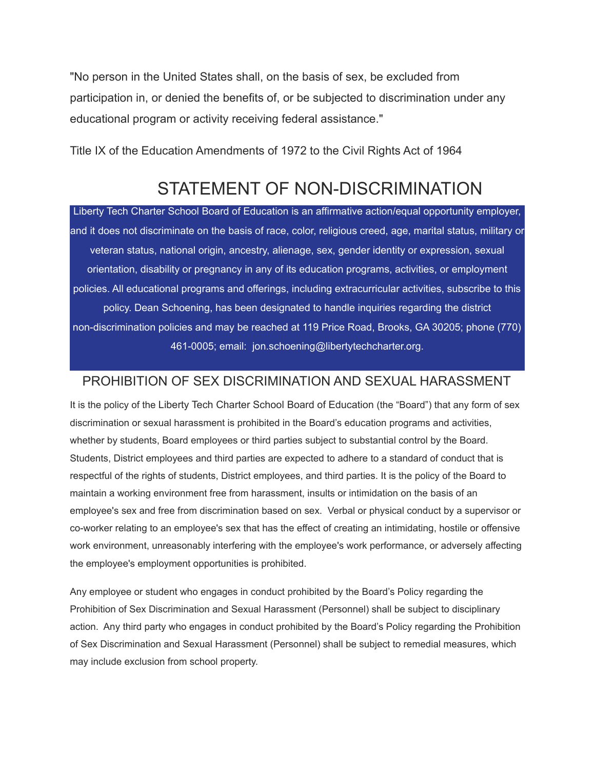"No person in the United States shall, on the basis of sex, be excluded from participation in, or denied the benefits of, or be subjected to discrimination under any educational program or activity receiving federal assistance."

Title IX of the Education Amendments of 1972 to the Civil Rights Act of 1964

# STATEMENT OF NON-DISCRIMINATION

Liberty Tech Charter School Board of Education is an affirmative action/equal opportunity employer, and it does not discriminate on the basis of race, color, religious creed, age, marital status, military or veteran status, national origin, ancestry, alienage, sex, gender identity or expression, sexual orientation, disability or pregnancy in any of its education programs, activities, or employment policies. All educational programs and offerings, including extracurricular activities, subscribe to this policy. Dean Schoening, has been designated to handle inquiries regarding the district non-discrimination policies and may be reached at 119 Price Road, Brooks, GA 30205; phone (770) 461-0005; email: jon.schoening@libertytechcharter.org.

## PROHIBITION OF SEX DISCRIMINATION AND SEXUAL HARASSMENT

It is the policy of the Liberty Tech Charter School Board of Education (the "Board") that any form of sex discrimination or sexual harassment is prohibited in the Board's education programs and activities, whether by students, Board employees or third parties subject to substantial control by the Board. Students, District employees and third parties are expected to adhere to a standard of conduct that is respectful of the rights of students, District employees, and third parties. It is the policy of the Board to maintain a working environment free from harassment, insults or intimidation on the basis of an employee's sex and free from discrimination based on sex. Verbal or physical conduct by a supervisor or co-worker relating to an employee's sex that has the effect of creating an intimidating, hostile or offensive work environment, unreasonably interfering with the employee's work performance, or adversely affecting the employee's employment opportunities is prohibited.

Any employee or student who engages in conduct prohibited by the Board's Policy regarding the Prohibition of Sex Discrimination and Sexual Harassment (Personnel) shall be subject to disciplinary action. Any third party who engages in conduct prohibited by the Board's Policy regarding the Prohibition of Sex Discrimination and Sexual Harassment (Personnel) shall be subject to remedial measures, which may include exclusion from school property.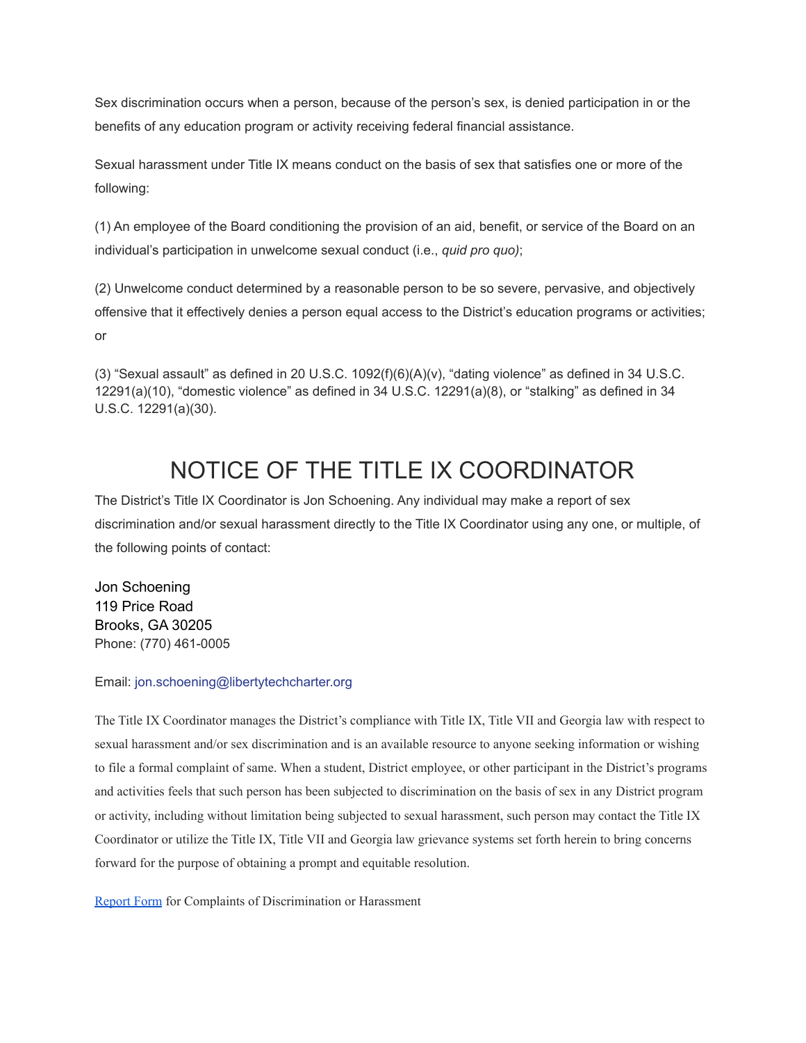Sex discrimination occurs when a person, because of the person's sex, is denied participation in or the benefits of any education program or activity receiving federal financial assistance.

Sexual harassment under Title IX means conduct on the basis of sex that satisfies one or more of the following:

(1) An employee of the Board conditioning the provision of an aid, benefit, or service of the Board on an individual's participation in unwelcome sexual conduct (i.e., *quid pro quo)*;

(2) Unwelcome conduct determined by a reasonable person to be so severe, pervasive, and objectively offensive that it effectively denies a person equal access to the District's education programs or activities; or

(3) "Sexual assault" as defined in 20 U.S.C. 1092(f)(6)(A)(v), "dating violence" as defined in 34 U.S.C. 12291(a)(10), "domestic violence" as defined in 34 U.S.C. 12291(a)(8), or "stalking" as defined in 34 U.S.C. 12291(a)(30).

# NOTICE OF THE TITLE IX COORDINATOR

The District's Title IX Coordinator is Jon Schoening. Any individual may make a report of sex discrimination and/or sexual harassment directly to the Title IX Coordinator using any one, or multiple, of the following points of contact:

Jon Schoening
119 Price Road
Brooks, GA 30205
Phone: (770) 461-0005

Email: jon.schoening@libertytechcharter.org

The Title IX Coordinator manages the District's compliance with Title IX, Title VII and Georgia law with respect to sexual harassment and/or sex discrimination and is an available resource to anyone seeking information or wishing to file a formal complaint of same. When a student, District employee, or other participant in the District's programs and activities feels that such person has been subjected to discrimination on the basis of sex in any District program or activity, including without limitation being subjected to sexual harassment, such person may contact the Title IX Coordinator or utilize the Title IX, Title VII and Georgia law grievance systems set forth herein to bring concerns forward for the purpose of obtaining a prompt and equitable resolution.

Report Form for Complaints of Discrimination or Harassment